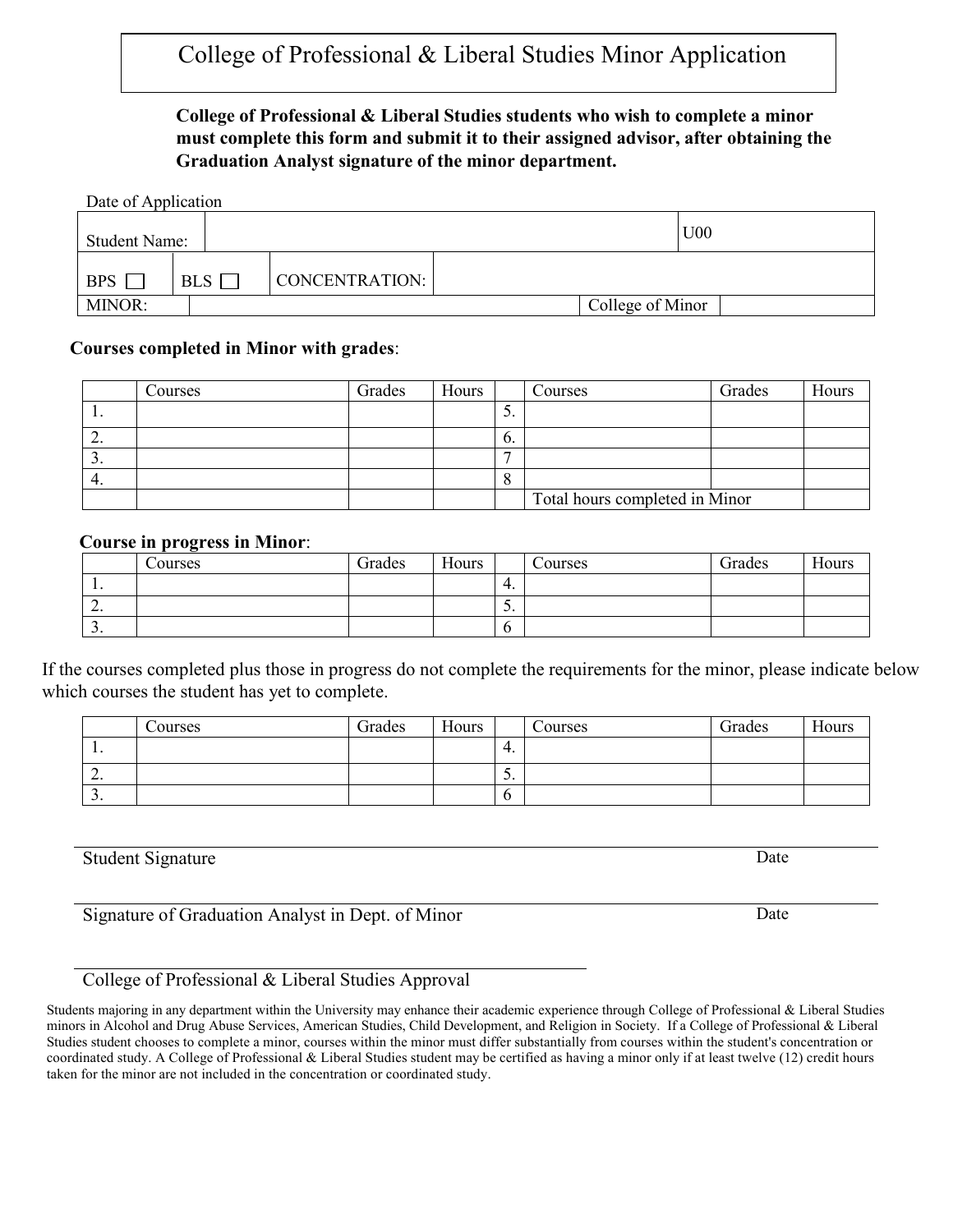# College of Professional & Liberal Studies Minor Application

**College of Professional & Liberal Studies students who wish to complete a minor must complete this form and submit it to their assigned advisor, after obtaining the Graduation Analyst signature of the minor department.**

Date of Application

| Student Name: | | | | U00 |
|---|---|---|---|---|
| BPS ☐ | BLS ☐ | CONCENTRATION: | | |
| MINOR: | | | College of Minor | |

**Courses completed in Minor with grades**:

| | Courses | Grades | Hours | | Courses | Grades | Hours |
|---|---|---|---|---|---|---|---|
| 1. | | | | 5. | | | |
| 2. | | | | 6. | | | |
| 3. | | | | 7 | | | |
| 4. | | | | 8 | | | |
| | | | | | Total hours completed in Minor | | |

**Course in progress in Minor**:

| | Courses | Grades | Hours | | Courses | Grades | Hours |
|---|---|---|---|---|---|---|---|
| 1. | | | | 4. | | | |
| 2. | | | | 5. | | | |
| 3. | | | | 6 | | | |

If the courses completed plus those in progress do not complete the requirements for the minor, please indicate below which courses the student has yet to complete.

| | Courses | Grades | Hours | | Courses | Grades | Hours |
|---|---|---|---|---|---|---|---|
| 1. | | | | 4. | | | |
| 2. | | | | 5. | | | |
| 3. | | | | 6 | | | |

Student Signature ______________________ Date

Signature of Graduation Analyst in Dept. of Minor ______________________ Date

College of Professional & Liberal Studies Approval ______________________

Students majoring in any department within the University may enhance their academic experience through College of Professional & Liberal Studies minors in Alcohol and Drug Abuse Services, American Studies, Child Development, and Religion in Society. If a College of Professional & Liberal Studies student chooses to complete a minor, courses within the minor must differ substantially from courses within the student's concentration or coordinated study. A College of Professional & Liberal Studies student may be certified as having a minor only if at least twelve (12) credit hours taken for the minor are not included in the concentration or coordinated study.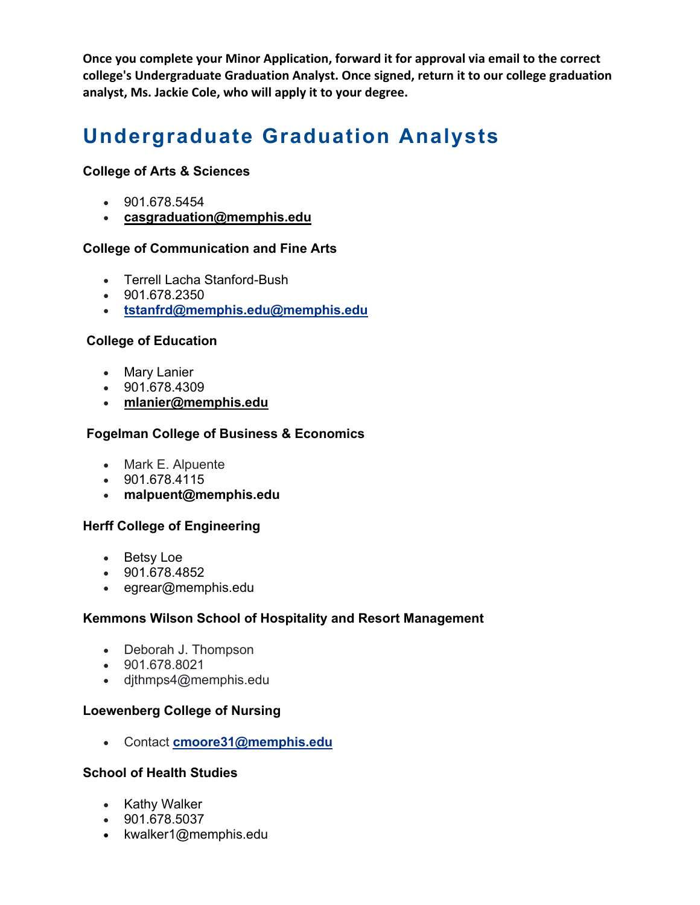**Once you complete your Minor Application, forward it for approval via email to the correct college's Undergraduate Graduation Analyst. Once signed, return it to our college graduation analyst, Ms. Jackie Cole, who will apply it to your degree.**

# Undergraduate Graduation Analysts

### College of Arts & Sciences

- 901.678.5454
- **casgraduation@memphis.edu**

### College of Communication and Fine Arts

- Terrell Lacha Stanford-Bush
- 901.678.2350
- **tstanfrd@memphis.edu@memphis.edu**

### College of Education

- Mary Lanier
- 901.678.4309
- **mlanier@memphis.edu**

### Fogelman College of Business & Economics

- Mark E. Alpuente
- 901.678.4115
- **malpuent@memphis.edu**

### Herff College of Engineering

- Betsy Loe
- 901.678.4852
- egrear@memphis.edu

### Kemmons Wilson School of Hospitality and Resort Management

- Deborah J. Thompson
- 901.678.8021
- djthmps4@memphis.edu

### Loewenberg College of Nursing

- Contact **cmoore31@memphis.edu**

### School of Health Studies

- Kathy Walker
- 901.678.5037
- kwalker1@memphis.edu